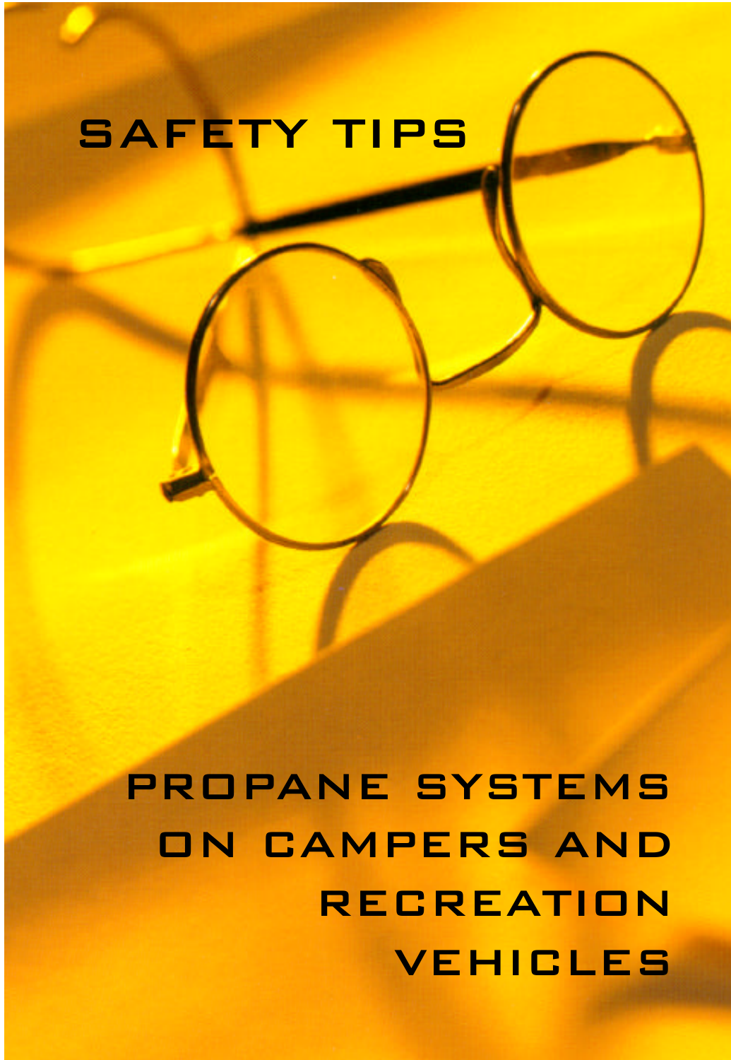# SAFETY TIPS

# PROPANE SYSTEMS ON CAMPERS AND RECREATION VEHICLES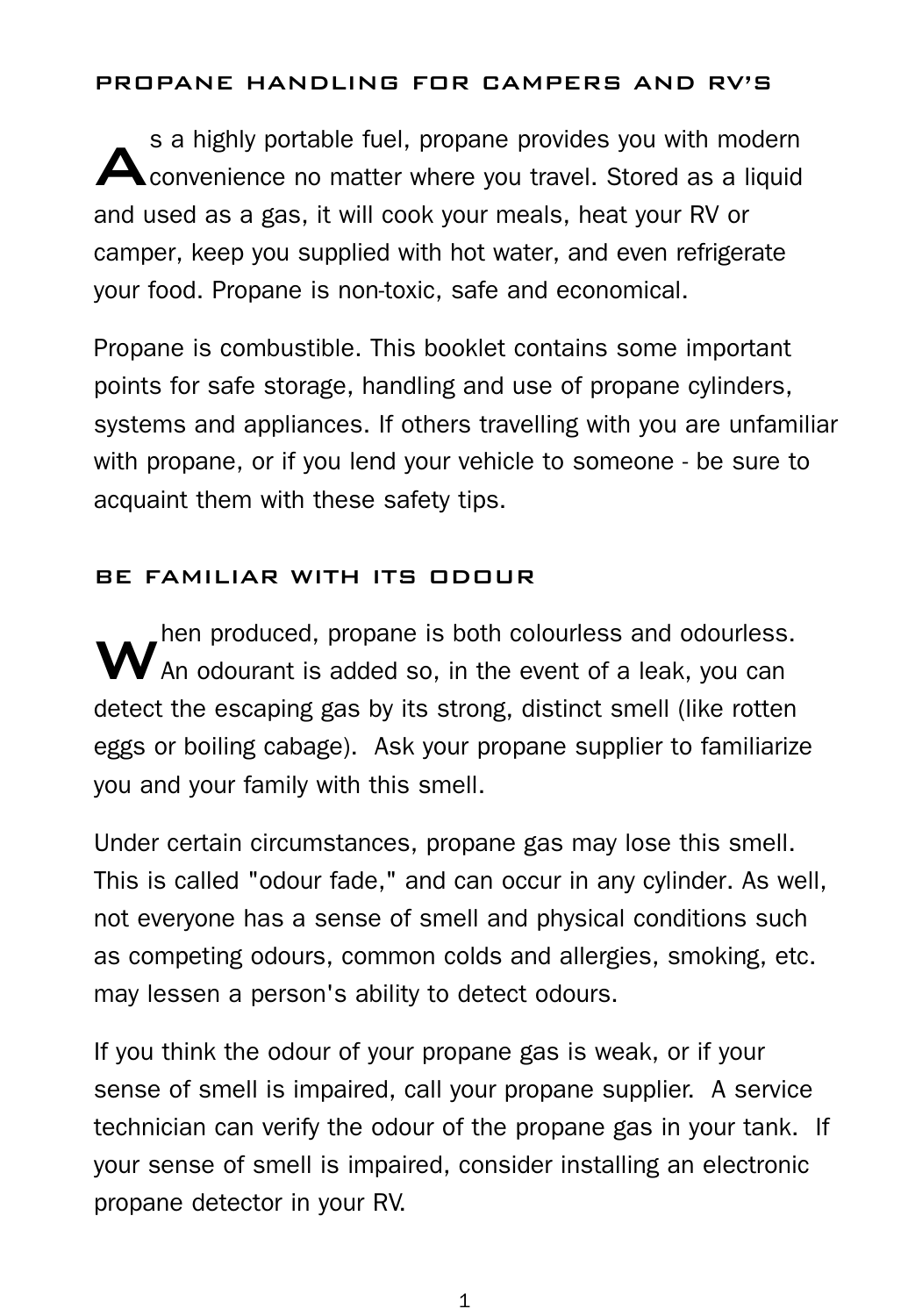## PROPANE HANDLING FOR CAMPERS AND RV'S

As a highly portable fuel, propane provides you with modern convenience no matter where you travel. Stored as a liquid and used as a gas, it will cook your meals, heat your RV or camper, keep you supplied with hot water, and even refrigerate your food. Propane is non-toxic, safe and economical.

Propane is combustible. This booklet contains some important points for safe storage, handling and use of propane cylinders, systems and appliances. If others travelling with you are unfamiliar with propane, or if you lend your vehicle to someone - be sure to acquaint them with these safety tips.

## BE FAMILIAR WITH ITS ODOUR

When produced, propane is both colourless and odourless. An odourant is added so, in the event of a leak, you can detect the escaping gas by its strong, distinct smell (like rotten eggs or boiling cabage). Ask your propane supplier to familiarize you and your family with this smell.

Under certain circumstances, propane gas may lose this smell. This is called "odour fade," and can occur in any cylinder. As well, not everyone has a sense of smell and physical conditions such as competing odours, common colds and allergies, smoking, etc. may lessen a person's ability to detect odours.

If you think the odour of your propane gas is weak, or if your sense of smell is impaired, call your propane supplier. A service technician can verify the odour of the propane gas in your tank. If your sense of smell is impaired, consider installing an electronic propane detector in your RV.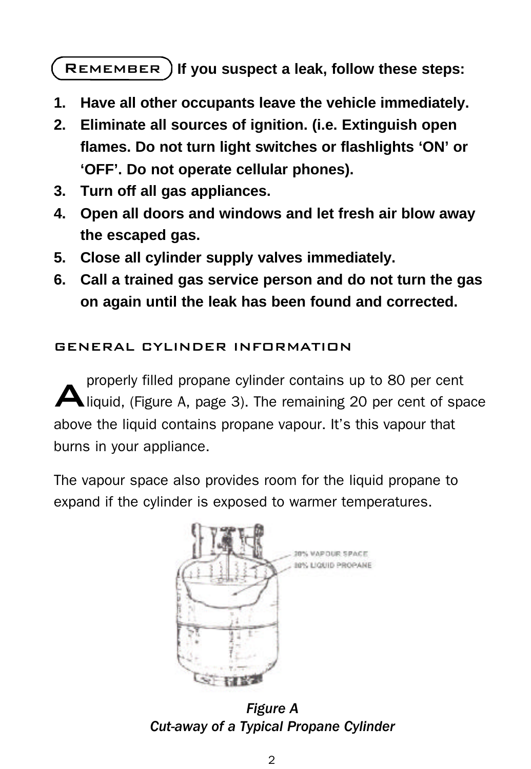**REMEMBER** **If you suspect a leak, follow these steps:**

1. **Have all other occupants leave the vehicle immediately.**
2. **Eliminate all sources of ignition. (i.e. Extinguish open flames. Do not turn light switches or flashlights 'ON' or 'OFF'. Do not operate cellular phones).**
3. **Turn off all gas appliances.**
4. **Open all doors and windows and let fresh air blow away the escaped gas.**
5. **Close all cylinder supply valves immediately.**
6. **Call a trained gas service person and do not turn the gas on again until the leak has been found and corrected.**

## GENERAL CYLINDER INFORMATION

A properly filled propane cylinder contains up to 80 per cent liquid, (Figure A, page 3). The remaining 20 per cent of space above the liquid contains propane vapour. It's this vapour that burns in your appliance.

The vapour space also provides room for the liquid propane to expand if the cylinder is exposed to warmer temperatures.

20% VAPOUR SPACE
80% LIQUID PROPANE

***Figure A***
***Cut-away of a Typical Propane Cylinder***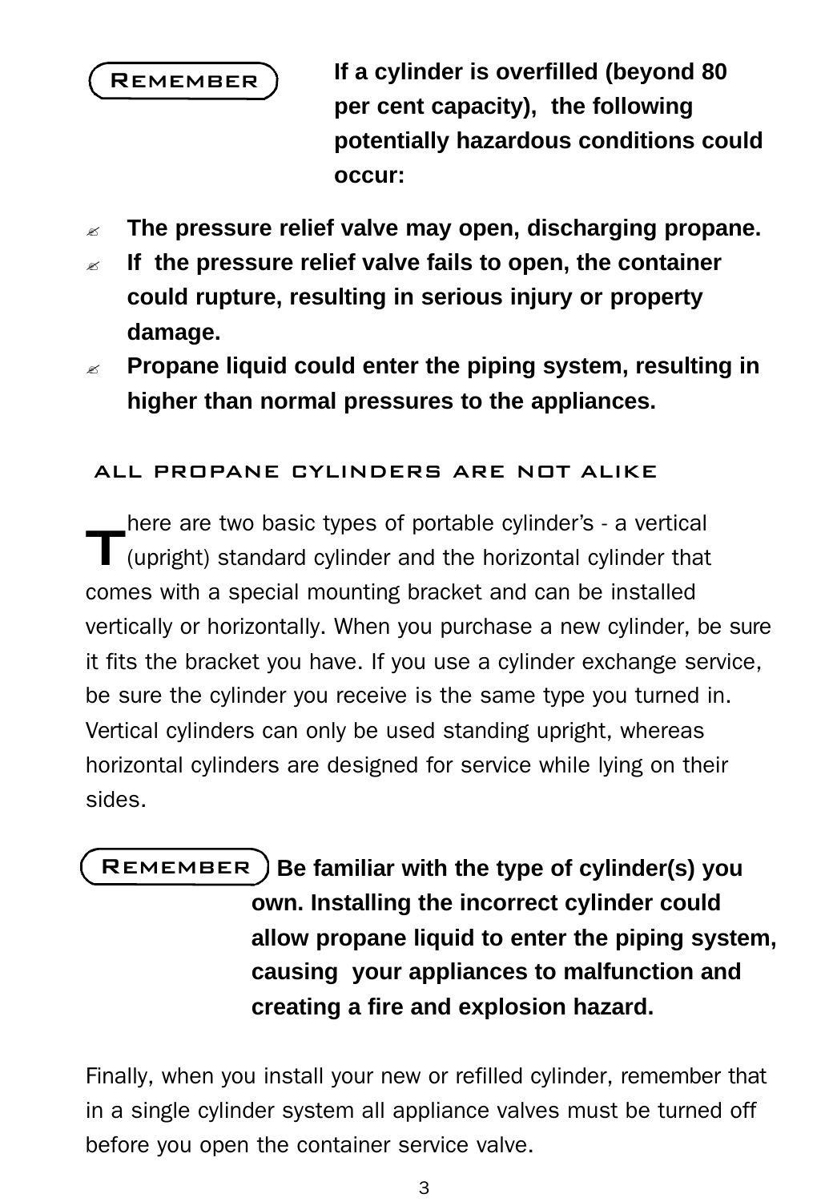**REMEMBER** **If a cylinder is overfilled (beyond 80 per cent capacity), the following potentially hazardous conditions could occur:**

- **The pressure relief valve may open, discharging propane.**
- **If the pressure relief valve fails to open, the container could rupture, resulting in serious injury or property damage.**
- **Propane liquid could enter the piping system, resulting in higher than normal pressures to the appliances.**

## ALL PROPANE CYLINDERS ARE NOT ALIKE

There are two basic types of portable cylinder's - a vertical (upright) standard cylinder and the horizontal cylinder that comes with a special mounting bracket and can be installed vertically or horizontally. When you purchase a new cylinder, be sure it fits the bracket you have. If you use a cylinder exchange service, be sure the cylinder you receive is the same type you turned in. Vertical cylinders can only be used standing upright, whereas horizontal cylinders are designed for service while lying on their sides.

**REMEMBER** **Be familiar with the type of cylinder(s) you own. Installing the incorrect cylinder could allow propane liquid to enter the piping system, causing your appliances to malfunction and creating a fire and explosion hazard.**

Finally, when you install your new or refilled cylinder, remember that in a single cylinder system all appliance valves must be turned off before you open the container service valve.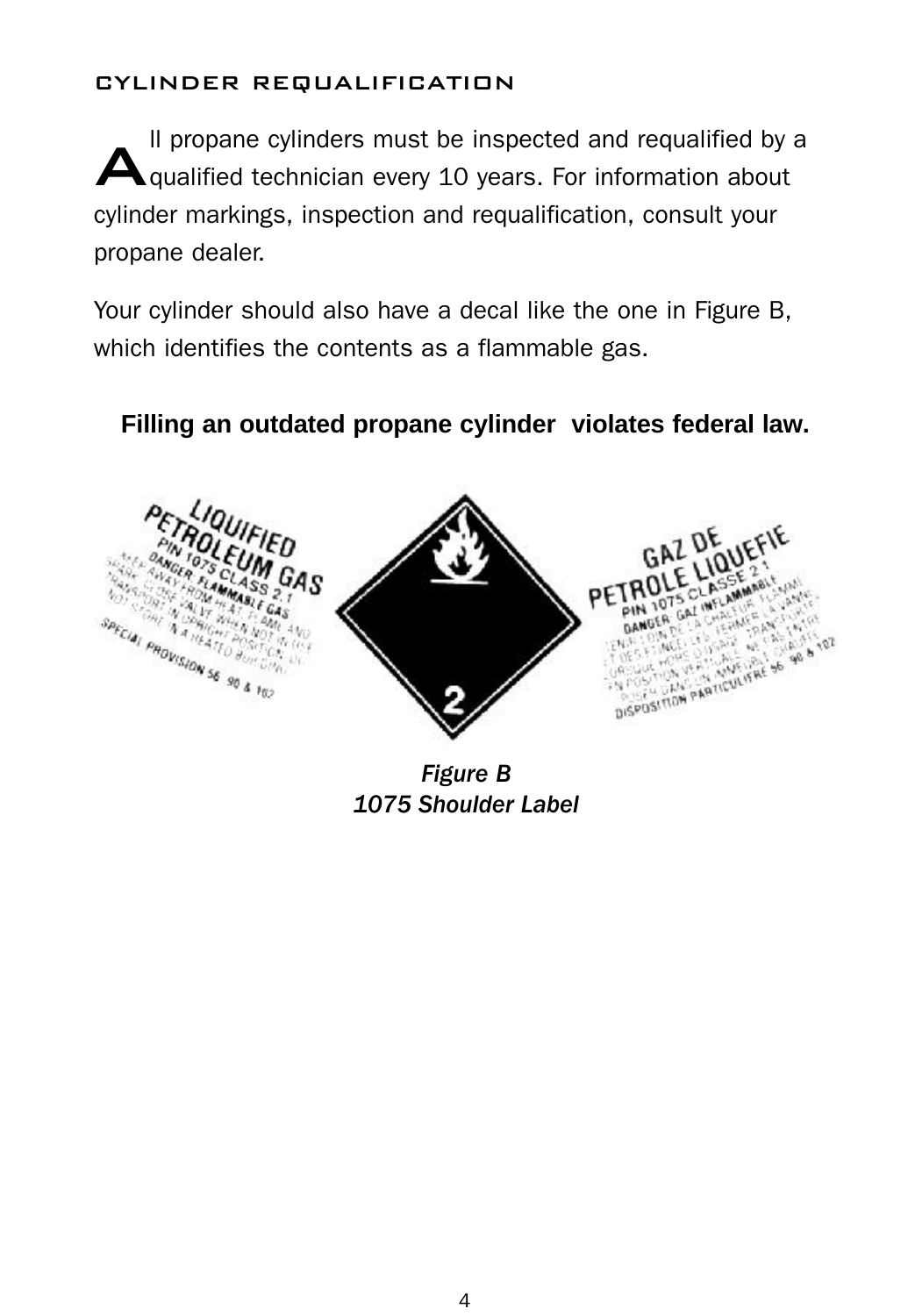## CYLINDER REQUALIFICATION

All propane cylinders must be inspected and requalified by a qualified technician every 10 years. For information about cylinder markings, inspection and requalification, consult your propane dealer.

Your cylinder should also have a decal like the one in Figure B, which identifies the contents as a flammable gas.

**Filling an outdated propane cylinder violates federal law.**

*Figure B*
*1075 Shoulder Label*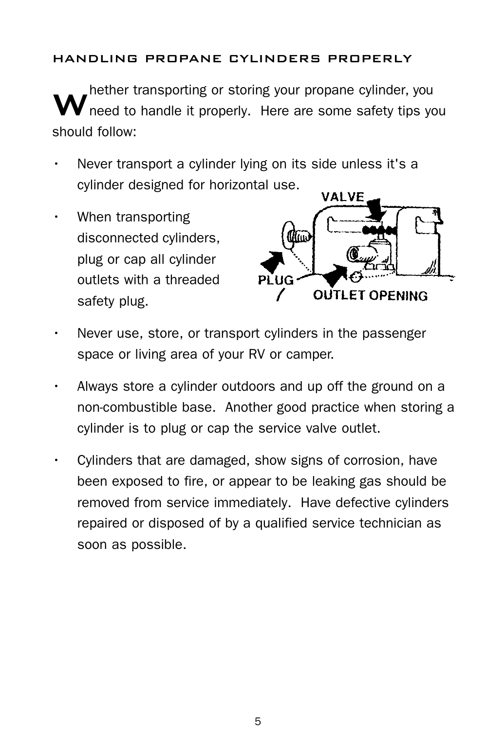## HANDLING PROPANE CYLINDERS PROPERLY

Whether transporting or storing your propane cylinder, you need to handle it properly. Here are some safety tips you should follow:

- Never transport a cylinder lying on its side unless it's a cylinder designed for horizontal use.
- When transporting disconnected cylinders, plug or cap all cylinder outlets with a threaded safety plug.
- Never use, store, or transport cylinders in the passenger space or living area of your RV or camper.
- Always store a cylinder outdoors and up off the ground on a non-combustible base. Another good practice when storing a cylinder is to plug or cap the service valve outlet.
- Cylinders that are damaged, show signs of corrosion, have been exposed to fire, or appear to be leaking gas should be removed from service immediately. Have defective cylinders repaired or disposed of by a qualified service technician as soon as possible.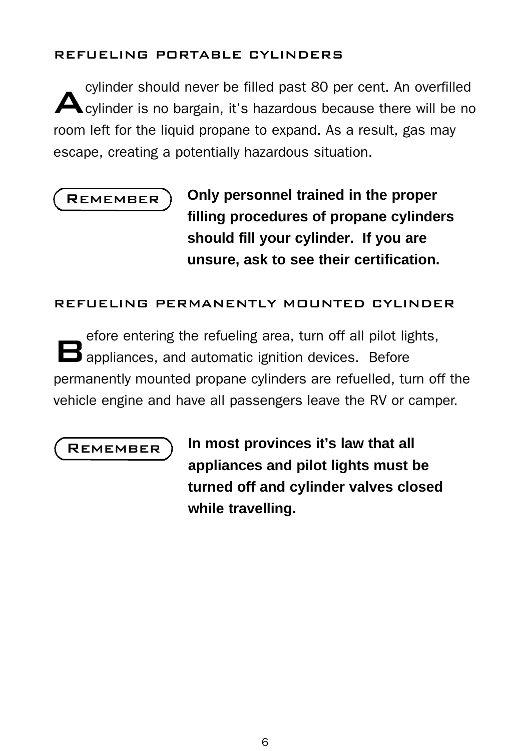## REFUELING PORTABLE CYLINDERS

A cylinder should never be filled past 80 per cent. An overfilled cylinder is no bargain, it's hazardous because there will be no room left for the liquid propane to expand. As a result, gas may escape, creating a potentially hazardous situation.

**REMEMBER** **Only personnel trained in the proper filling procedures of propane cylinders should fill your cylinder. If you are unsure, ask to see their certification.**

## REFUELING PERMANENTLY MOUNTED CYLINDER

Before entering the refueling area, turn off all pilot lights, appliances, and automatic ignition devices. Before permanently mounted propane cylinders are refuelled, turn off the vehicle engine and have all passengers leave the RV or camper.

**REMEMBER** **In most provinces it's law that all appliances and pilot lights must be turned off and cylinder valves closed while travelling.**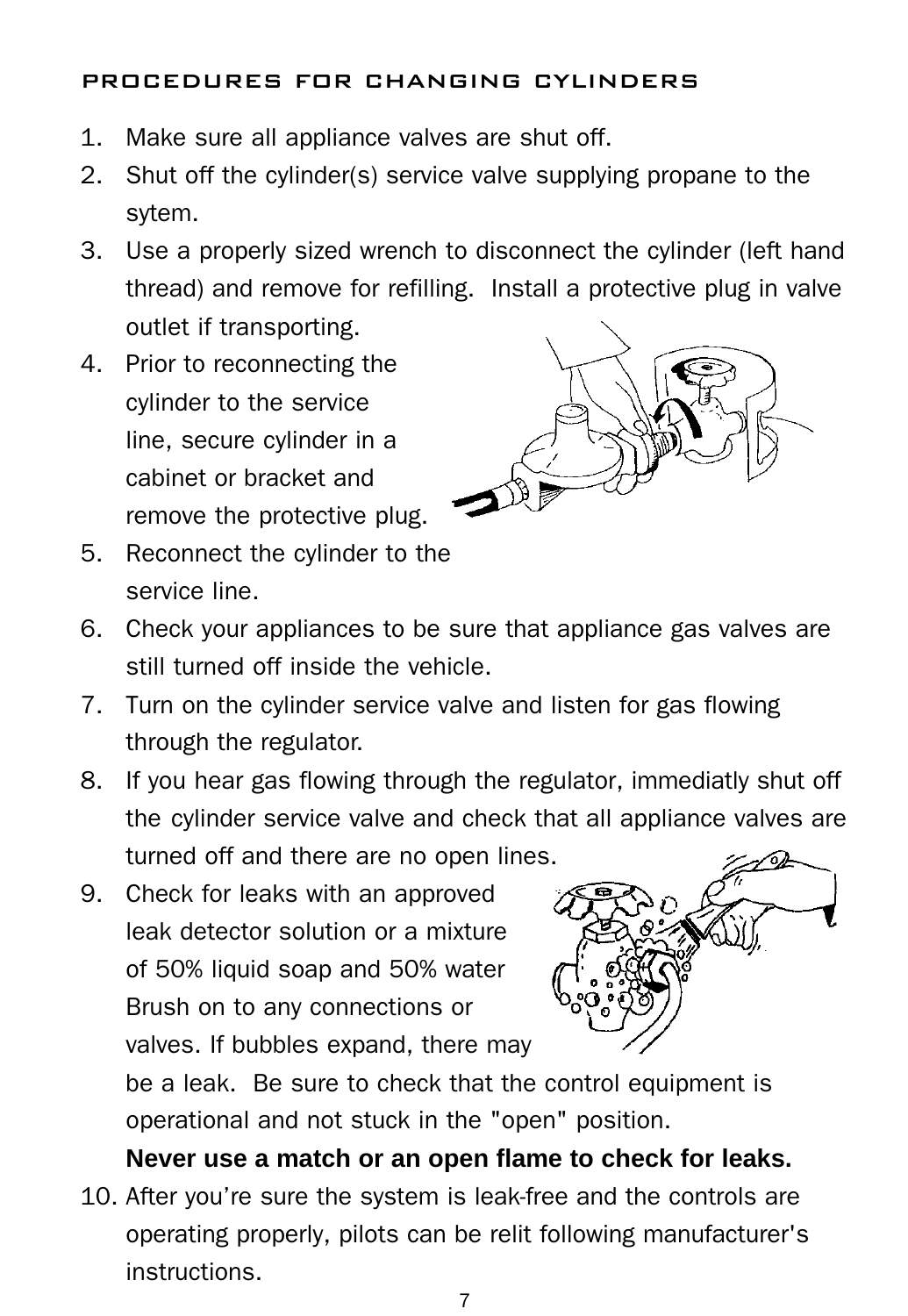## PROCEDURES FOR CHANGING CYLINDERS

1. Make sure all appliance valves are shut off.
2. Shut off the cylinder(s) service valve supplying propane to the sytem.
3. Use a properly sized wrench to disconnect the cylinder (left hand thread) and remove for refilling. Install a protective plug in valve outlet if transporting.
4. Prior to reconnecting the cylinder to the service line, secure cylinder in a cabinet or bracket and remove the protective plug.
5. Reconnect the cylinder to the service line.
6. Check your appliances to be sure that appliance gas valves are still turned off inside the vehicle.
7. Turn on the cylinder service valve and listen for gas flowing through the regulator.
8. If you hear gas flowing through the regulator, immediatly shut off the cylinder service valve and check that all appliance valves are turned off and there are no open lines.
9. Check for leaks with an approved leak detector solution or a mixture of 50% liquid soap and 50% water Brush on to any connections or valves. If bubbles expand, there may be a leak. Be sure to check that the control equipment is operational and not stuck in the "open" position.

   **Never use a match or an open flame to check for leaks.**
10. After you're sure the system is leak-free and the controls are operating properly, pilots can be relit following manufacturer's instructions.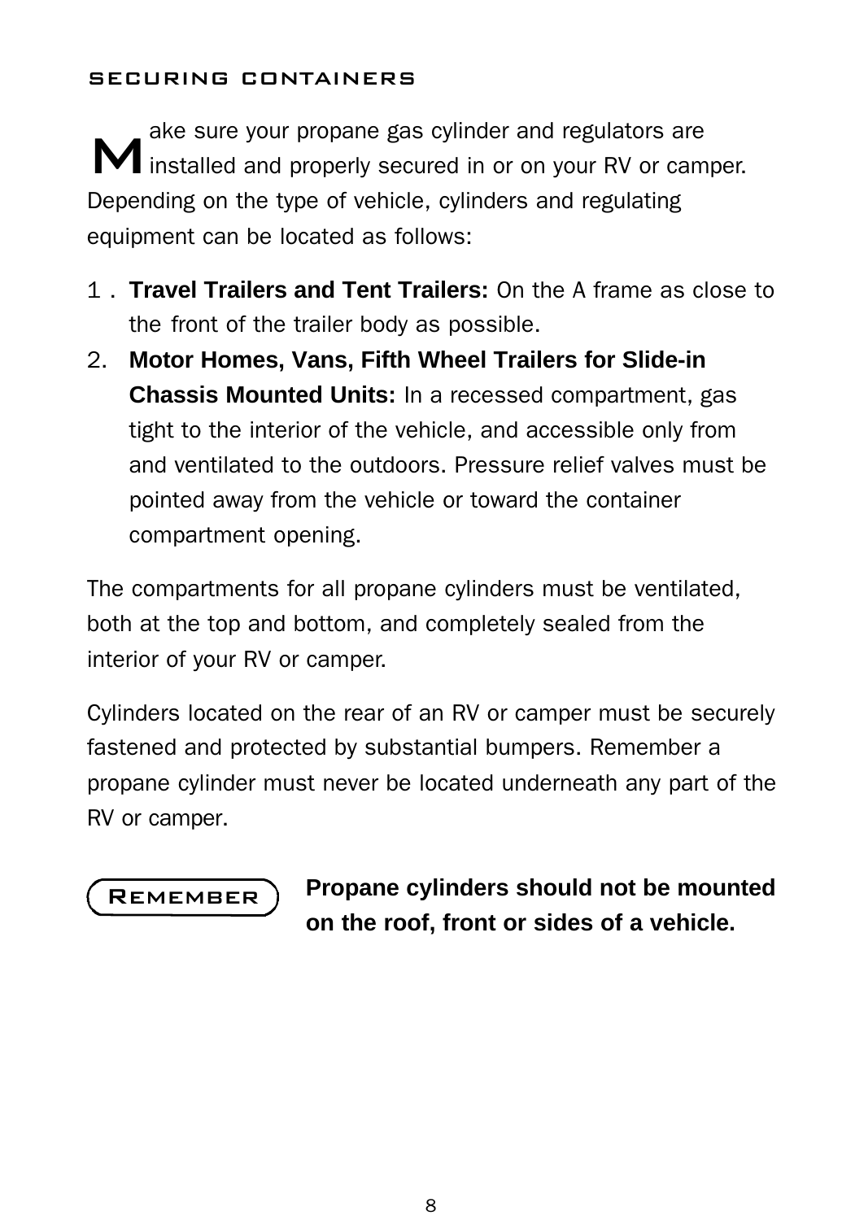## SECURING CONTAINERS

Make sure your propane gas cylinder and regulators are installed and properly secured in or on your RV or camper. Depending on the type of vehicle, cylinders and regulating equipment can be located as follows:

1. **Travel Trailers and Tent Trailers:** On the A frame as close to the front of the trailer body as possible.
2. **Motor Homes, Vans, Fifth Wheel Trailers for Slide-in Chassis Mounted Units:** In a recessed compartment, gas tight to the interior of the vehicle, and accessible only from and ventilated to the outdoors. Pressure relief valves must be pointed away from the vehicle or toward the container compartment opening.

The compartments for all propane cylinders must be ventilated, both at the top and bottom, and completely sealed from the interior of your RV or camper.

Cylinders located on the rear of an RV or camper must be securely fastened and protected by substantial bumpers. Remember a propane cylinder must never be located underneath any part of the RV or camper.

REMEMBER

**Propane cylinders should not be mounted on the roof, front or sides of a vehicle.**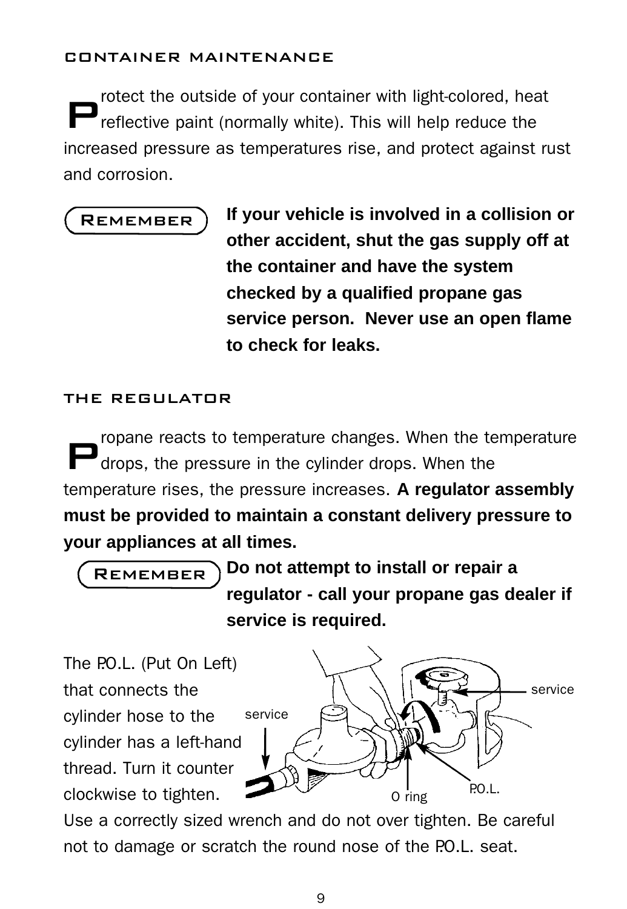## CONTAINER MAINTENANCE

Protect the outside of your container with light-colored, heat reflective paint (normally white). This will help reduce the increased pressure as temperatures rise, and protect against rust and corrosion.

REMEMBER **If your vehicle is involved in a collision or other accident, shut the gas supply off at the container and have the system checked by a qualified propane gas service person. Never use an open flame to check for leaks.**

## THE REGULATOR

Propane reacts to temperature changes. When the temperature drops, the pressure in the cylinder drops. When the temperature rises, the pressure increases. **A regulator assembly must be provided to maintain a constant delivery pressure to your appliances at all times.**

REMEMBER **Do not attempt to install or repair a regulator - call your propane gas dealer if service is required.**

The P.O.L. (Put On Left) that connects the cylinder hose to the cylinder has a left-hand thread. Turn it counter clockwise to tighten.

service

service

O ring

P.O.L.

Use a correctly sized wrench and do not over tighten. Be careful not to damage or scratch the round nose of the P.O.L. seat.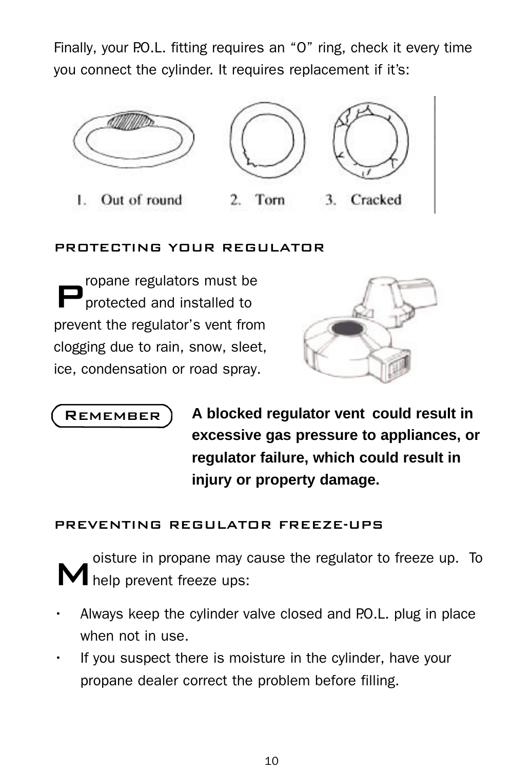Finally, your P.O.L. fitting requires an "O" ring, check it every time you connect the cylinder. It requires replacement if it's:

1. Out of round
2. Torn
3. Cracked

## PROTECTING YOUR REGULATOR

Propane regulators must be protected and installed to prevent the regulator's vent from clogging due to rain, snow, sleet, ice, condensation or road spray.

**REMEMBER**

**A blocked regulator vent could result in excessive gas pressure to appliances, or regulator failure, which could result in injury or property damage.**

## PREVENTING REGULATOR FREEZE-UPS

Moisture in propane may cause the regulator to freeze up. To help prevent freeze ups:

- Always keep the cylinder valve closed and P.O.L. plug in place when not in use.
- If you suspect there is moisture in the cylinder, have your propane dealer correct the problem before filling.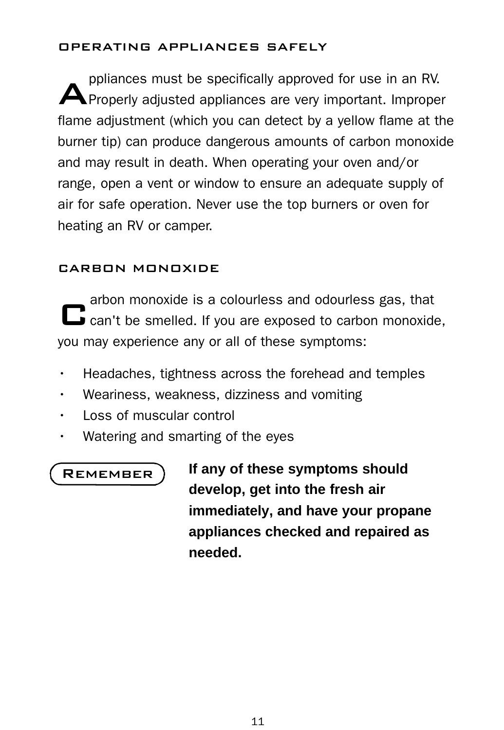## OPERATING APPLIANCES SAFELY

Appliances must be specifically approved for use in an RV. Properly adjusted appliances are very important. Improper flame adjustment (which you can detect by a yellow flame at the burner tip) can produce dangerous amounts of carbon monoxide and may result in death. When operating your oven and/or range, open a vent or window to ensure an adequate supply of air for safe operation. Never use the top burners or oven for heating an RV or camper.

## CARBON MONOXIDE

Carbon monoxide is a colourless and odourless gas, that can't be smelled. If you are exposed to carbon monoxide, you may experience any or all of these symptoms:

- Headaches, tightness across the forehead and temples
- Weariness, weakness, dizziness and vomiting
- Loss of muscular control
- Watering and smarting of the eyes

**REMEMBER**

**If any of these symptoms should develop, get into the fresh air immediately, and have your propane appliances checked and repaired as needed.**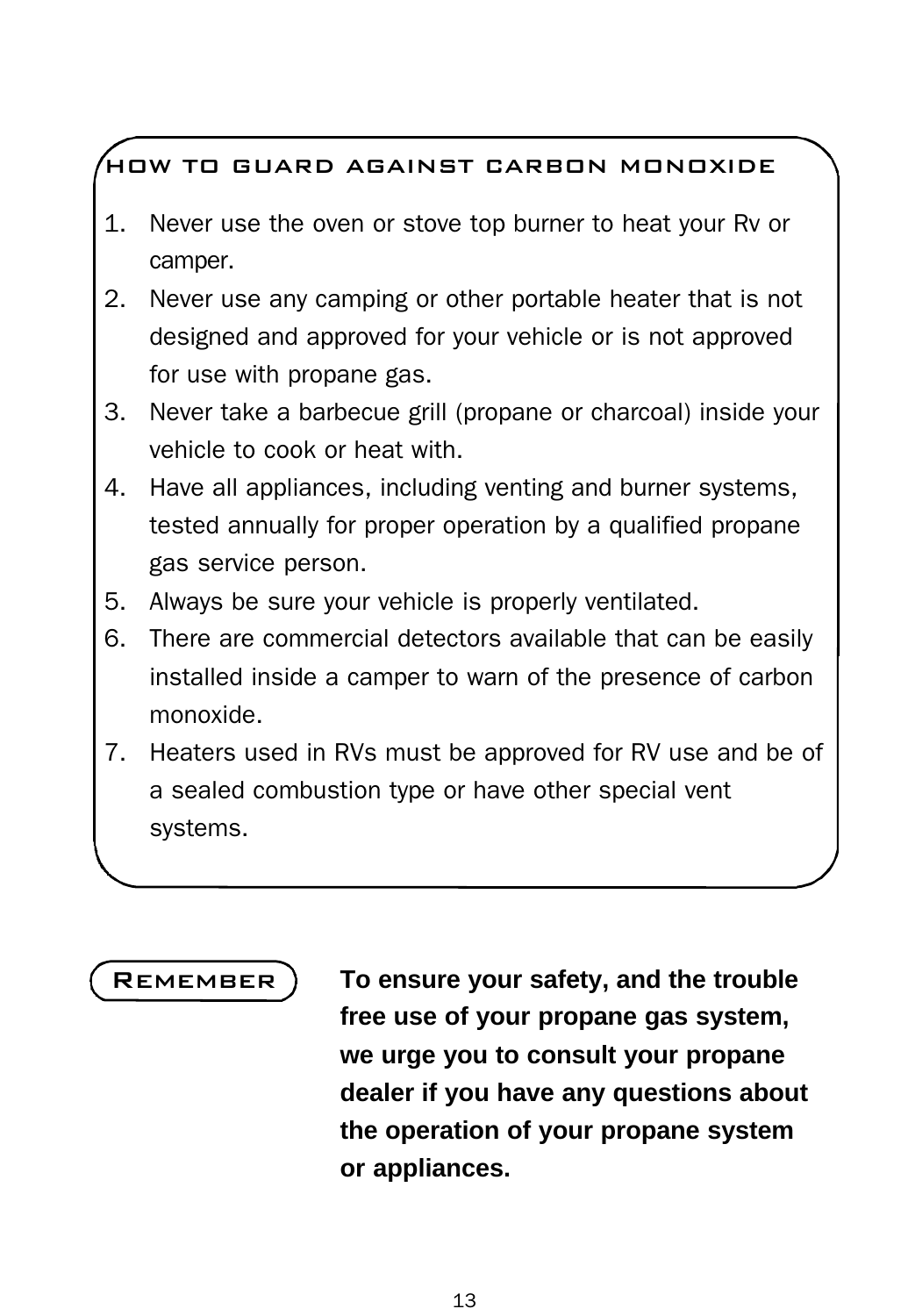## HOW TO GUARD AGAINST CARBON MONOXIDE

1. Never use the oven or stove top burner to heat your Rv or camper.
2. Never use any camping or other portable heater that is not designed and approved for your vehicle or is not approved for use with propane gas.
3. Never take a barbecue grill (propane or charcoal) inside your vehicle to cook or heat with.
4. Have all appliances, including venting and burner systems, tested annually for proper operation by a qualified propane gas service person.
5. Always be sure your vehicle is properly ventilated.
6. There are commercial detectors available that can be easily installed inside a camper to warn of the presence of carbon monoxide.
7. Heaters used in RVs must be approved for RV use and be of a sealed combustion type or have other special vent systems.

**REMEMBER**

**To ensure your safety, and the trouble free use of your propane gas system, we urge you to consult your propane dealer if you have any questions about the operation of your propane system or appliances.**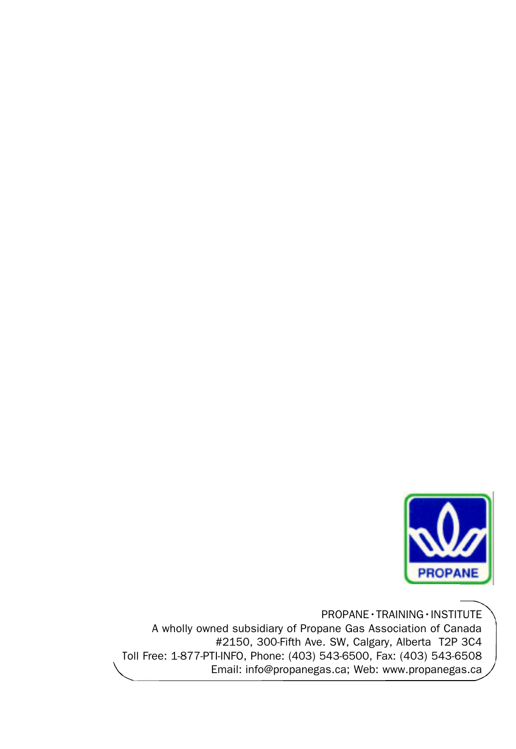PROPANE · TRAINING · INSTITUTE

A wholly owned subsidiary of Propane Gas Association of Canada

#2150, 300-Fifth Ave. SW, Calgary, Alberta T2P 3C4

Toll Free: 1-877-PTI-INFO, Phone: (403) 543-6500, Fax: (403) 543-6508

Email: info@propanegas.ca; Web: www.propanegas.ca